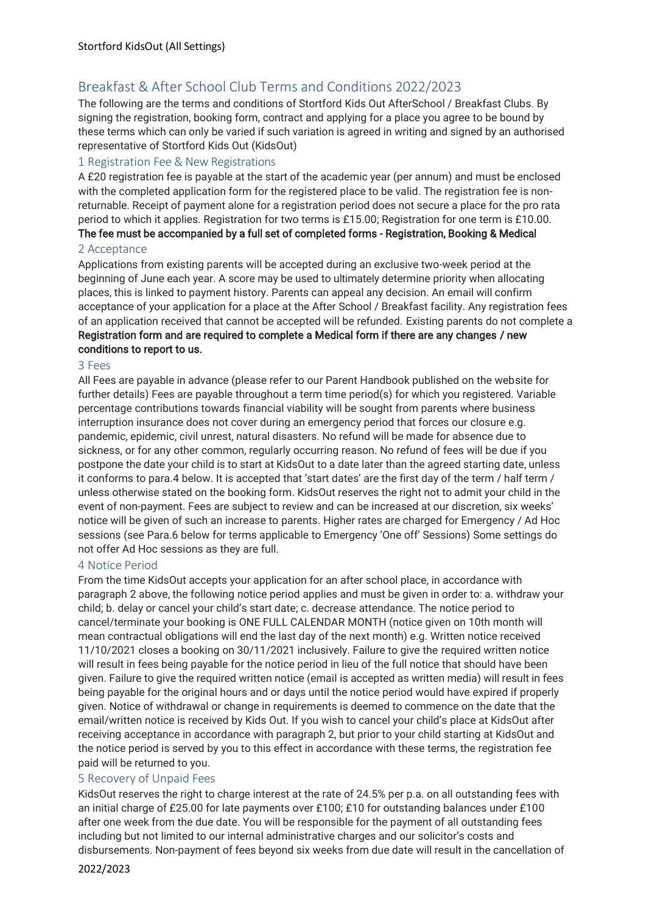Stortford KidsOut (All Settings)

# Breakfast & After School Club Terms and Conditions 2022/2023

The following are the terms and conditions of Stortford Kids Out AfterSchool / Breakfast Clubs. By signing the registration, booking form, contract and applying for a place you agree to be bound by these terms which can only be varied if such variation is agreed in writing and signed by an authorised representative of Stortford Kids Out (KidsOut)

## 1 Registration Fee & New Registrations

A £20 registration fee is payable at the start of the academic year (per annum) and must be enclosed with the completed application form for the registered place to be valid. The registration fee is non-returnable. Receipt of payment alone for a registration period does not secure a place for the pro rata period to which it applies. Registration for two terms is £15.00; Registration for one term is £10.00.
**The fee must be accompanied by a full set of completed forms - Registration, Booking & Medical**

## 2 Acceptance

Applications from existing parents will be accepted during an exclusive two-week period at the beginning of June each year. A score may be used to ultimately determine priority when allocating places, this is linked to payment history. Parents can appeal any decision. An email will confirm acceptance of your application for a place at the After School / Breakfast facility. Any registration fees of an application received that cannot be accepted will be refunded. Existing parents do not complete a **Registration form and are required to complete a Medical form if there are any changes / new conditions to report to us.**

## 3 Fees

All Fees are payable in advance (please refer to our Parent Handbook published on the website for further details) Fees are payable throughout a term time period(s) for which you registered. Variable percentage contributions towards financial viability will be sought from parents where business interruption insurance does not cover during an emergency period that forces our closure e.g. pandemic, epidemic, civil unrest, natural disasters. No refund will be made for absence due to sickness, or for any other common, regularly occurring reason. No refund of fees will be due if you postpone the date your child is to start at KidsOut to a date later than the agreed starting date, unless it conforms to para.4 below. It is accepted that 'start dates' are the first day of the term / half term / unless otherwise stated on the booking form. KidsOut reserves the right not to admit your child in the event of non-payment. Fees are subject to review and can be increased at our discretion, six weeks' notice will be given of such an increase to parents. Higher rates are charged for Emergency / Ad Hoc sessions (see Para.6 below for terms applicable to Emergency 'One off' Sessions) Some settings do not offer Ad Hoc sessions as they are full.

## 4 Notice Period

From the time KidsOut accepts your application for an after school place, in accordance with paragraph 2 above, the following notice period applies and must be given in order to: a. withdraw your child; b. delay or cancel your child's start date; c. decrease attendance. The notice period to cancel/terminate your booking is ONE FULL CALENDAR MONTH (notice given on 10th month will mean contractual obligations will end the last day of the next month) e.g. Written notice received 11/10/2021 closes a booking on 30/11/2021 inclusively. Failure to give the required written notice will result in fees being payable for the notice period in lieu of the full notice that should have been given. Failure to give the required written notice (email is accepted as written media) will result in fees being payable for the original hours and or days until the notice period would have expired if properly given. Notice of withdrawal or change in requirements is deemed to commence on the date that the email/written notice is received by Kids Out. If you wish to cancel your child's place at KidsOut after receiving acceptance in accordance with paragraph 2, but prior to your child starting at KidsOut and the notice period is served by you to this effect in accordance with these terms, the registration fee paid will be returned to you.

## 5 Recovery of Unpaid Fees

KidsOut reserves the right to charge interest at the rate of 24.5% per p.a. on all outstanding fees with an initial charge of £25.00 for late payments over £100; £10 for outstanding balances under £100 after one week from the due date. You will be responsible for the payment of all outstanding fees including but not limited to our internal administrative charges and our solicitor's costs and disbursements. Non-payment of fees beyond six weeks from due date will result in the cancellation of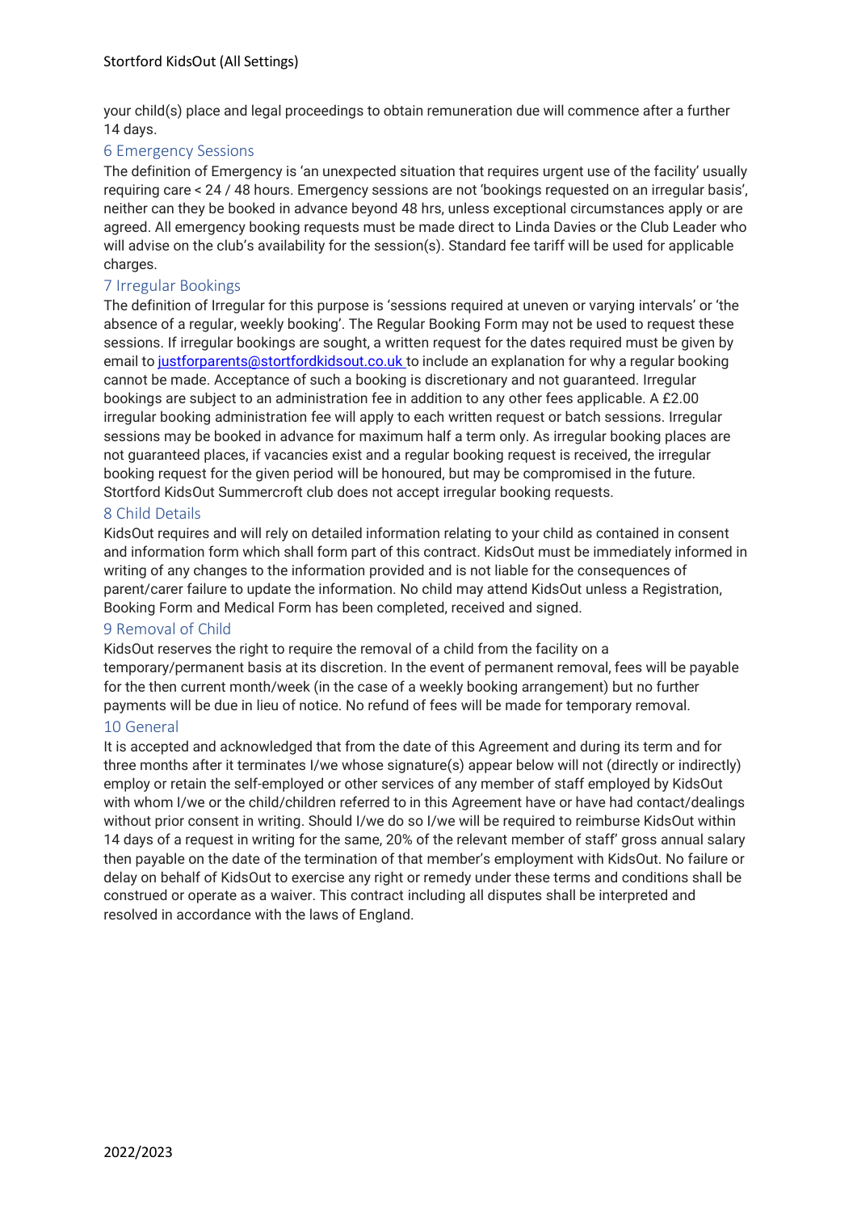your child(s) place and legal proceedings to obtain remuneration due will commence after a further 14 days.

## 6 Emergency Sessions

The definition of Emergency is 'an unexpected situation that requires urgent use of the facility' usually requiring care < 24 / 48 hours. Emergency sessions are not 'bookings requested on an irregular basis', neither can they be booked in advance beyond 48 hrs, unless exceptional circumstances apply or are agreed. All emergency booking requests must be made direct to Linda Davies or the Club Leader who will advise on the club's availability for the session(s). Standard fee tariff will be used for applicable charges.

## 7 Irregular Bookings

The definition of Irregular for this purpose is 'sessions required at uneven or varying intervals' or 'the absence of a regular, weekly booking'. The Regular Booking Form may not be used to request these sessions. If irregular bookings are sought, a written request for the dates required must be given by email to justforparents@stortfordkidsout.co.uk to include an explanation for why a regular booking cannot be made. Acceptance of such a booking is discretionary and not guaranteed. Irregular bookings are subject to an administration fee in addition to any other fees applicable. A £2.00 irregular booking administration fee will apply to each written request or batch sessions. Irregular sessions may be booked in advance for maximum half a term only. As irregular booking places are not guaranteed places, if vacancies exist and a regular booking request is received, the irregular booking request for the given period will be honoured, but may be compromised in the future. Stortford KidsOut Summercroft club does not accept irregular booking requests.

## 8 Child Details

KidsOut requires and will rely on detailed information relating to your child as contained in consent and information form which shall form part of this contract. KidsOut must be immediately informed in writing of any changes to the information provided and is not liable for the consequences of parent/carer failure to update the information. No child may attend KidsOut unless a Registration, Booking Form and Medical Form has been completed, received and signed.

## 9 Removal of Child

KidsOut reserves the right to require the removal of a child from the facility on a temporary/permanent basis at its discretion. In the event of permanent removal, fees will be payable for the then current month/week (in the case of a weekly booking arrangement) but no further payments will be due in lieu of notice. No refund of fees will be made for temporary removal.

## 10 General

It is accepted and acknowledged that from the date of this Agreement and during its term and for three months after it terminates I/we whose signature(s) appear below will not (directly or indirectly) employ or retain the self-employed or other services of any member of staff employed by KidsOut with whom I/we or the child/children referred to in this Agreement have or have had contact/dealings without prior consent in writing. Should I/we do so I/we will be required to reimburse KidsOut within 14 days of a request in writing for the same, 20% of the relevant member of staff' gross annual salary then payable on the date of the termination of that member's employment with KidsOut. No failure or delay on behalf of KidsOut to exercise any right or remedy under these terms and conditions shall be construed or operate as a waiver. This contract including all disputes shall be interpreted and resolved in accordance with the laws of England.